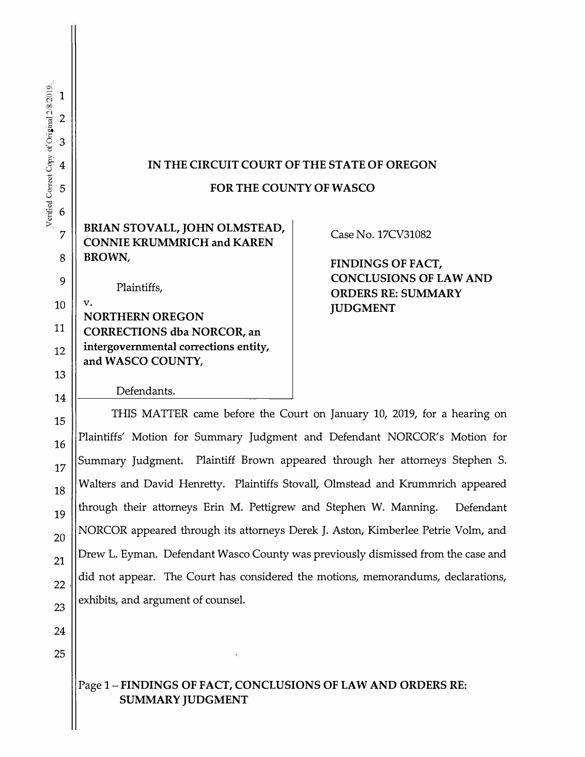IN THE CIRCUIT COURT OF THE STATE OF OREGON

FOR THE COUNTY OF WASCO

| | |
|---|---|
| **BRIAN STOVALL, JOHN OLMSTEAD, CONNIE KRUMMRICH and KAREN BROWN,**<br><br>Plaintiffs,<br><br>v.<br><br>**NORTHERN OREGON CORRECTIONS dba NORCOR, an intergovernmental corrections entity, and WASCO COUNTY,**<br><br>Defendants. | Case No. 17CV31082<br><br>**FINDINGS OF FACT, CONCLUSIONS OF LAW AND ORDERS RE: SUMMARY JUDGMENT** |

THIS MATTER came before the Court on January 10, 2019, for a hearing on Plaintiffs' Motion for Summary Judgment and Defendant NORCOR's Motion for Summary Judgment. Plaintiff Brown appeared through her attorneys Stephen S. Walters and David Henretty. Plaintiffs Stovall, Olmstead and Krummrich appeared through their attorneys Erin M. Pettigrew and Stephen W. Manning. Defendant NORCOR appeared through its attorneys Derek J. Aston, Kimberlee Petrie Volm, and Drew L. Eyman. Defendant Wasco County was previously dismissed from the case and did not appear. The Court has considered the motions, memorandums, declarations, exhibits, and argument of counsel.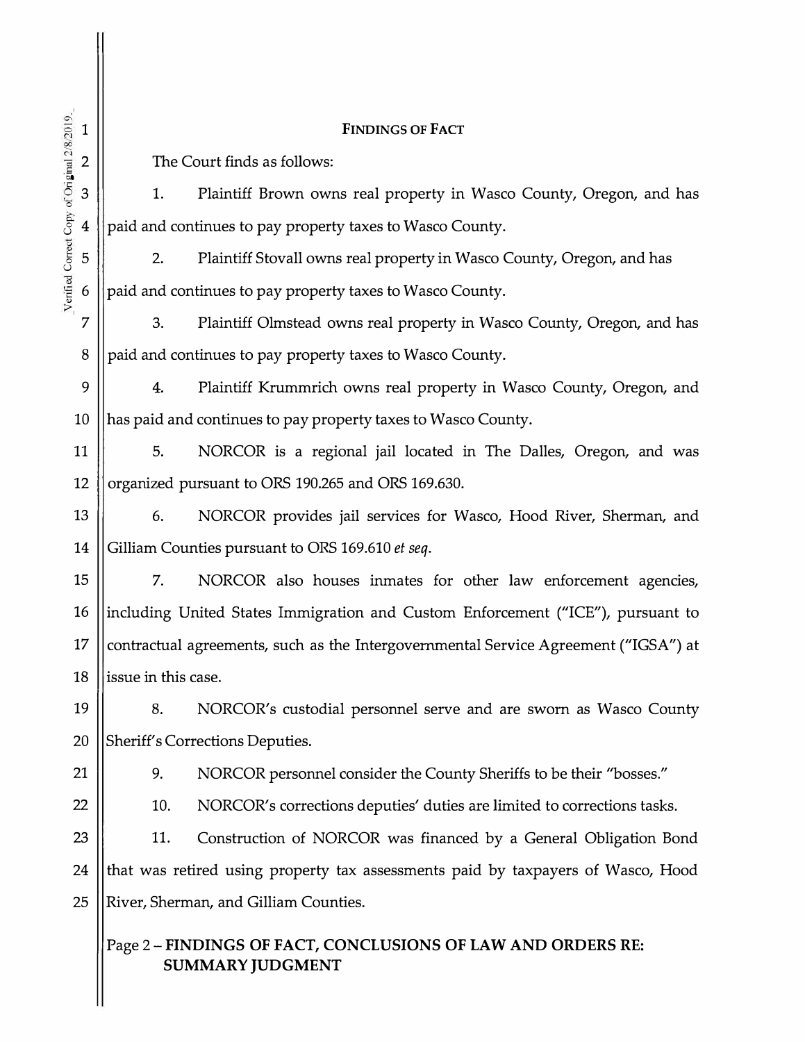## FINDINGS OF FACT

The Court finds as follows:

1. Plaintiff Brown owns real property in Wasco County, Oregon, and has paid and continues to pay property taxes to Wasco County.

2. Plaintiff Stovall owns real property in Wasco County, Oregon, and has paid and continues to pay property taxes to Wasco County.

3. Plaintiff Olmstead owns real property in Wasco County, Oregon, and has paid and continues to pay property taxes to Wasco County.

4. Plaintiff Krummrich owns real property in Wasco County, Oregon, and has paid and continues to pay property taxes to Wasco County.

5. NORCOR is a regional jail located in The Dalles, Oregon, and was organized pursuant to ORS 190.265 and ORS 169.630.

6. NORCOR provides jail services for Wasco, Hood River, Sherman, and Gilliam Counties pursuant to ORS 169.610 *et seq*.

7. NORCOR also houses inmates for other law enforcement agencies, including United States Immigration and Custom Enforcement ("ICE"), pursuant to contractual agreements, such as the Intergovernmental Service Agreement ("IGSA") at issue in this case.

8. NORCOR's custodial personnel serve and are sworn as Wasco County Sheriff's Corrections Deputies.

9. NORCOR personnel consider the County Sheriffs to be their "bosses."

10. NORCOR's corrections deputies' duties are limited to corrections tasks.

11. Construction of NORCOR was financed by a General Obligation Bond that was retired using property tax assessments paid by taxpayers of Wasco, Hood River, Sherman, and Gilliam Counties.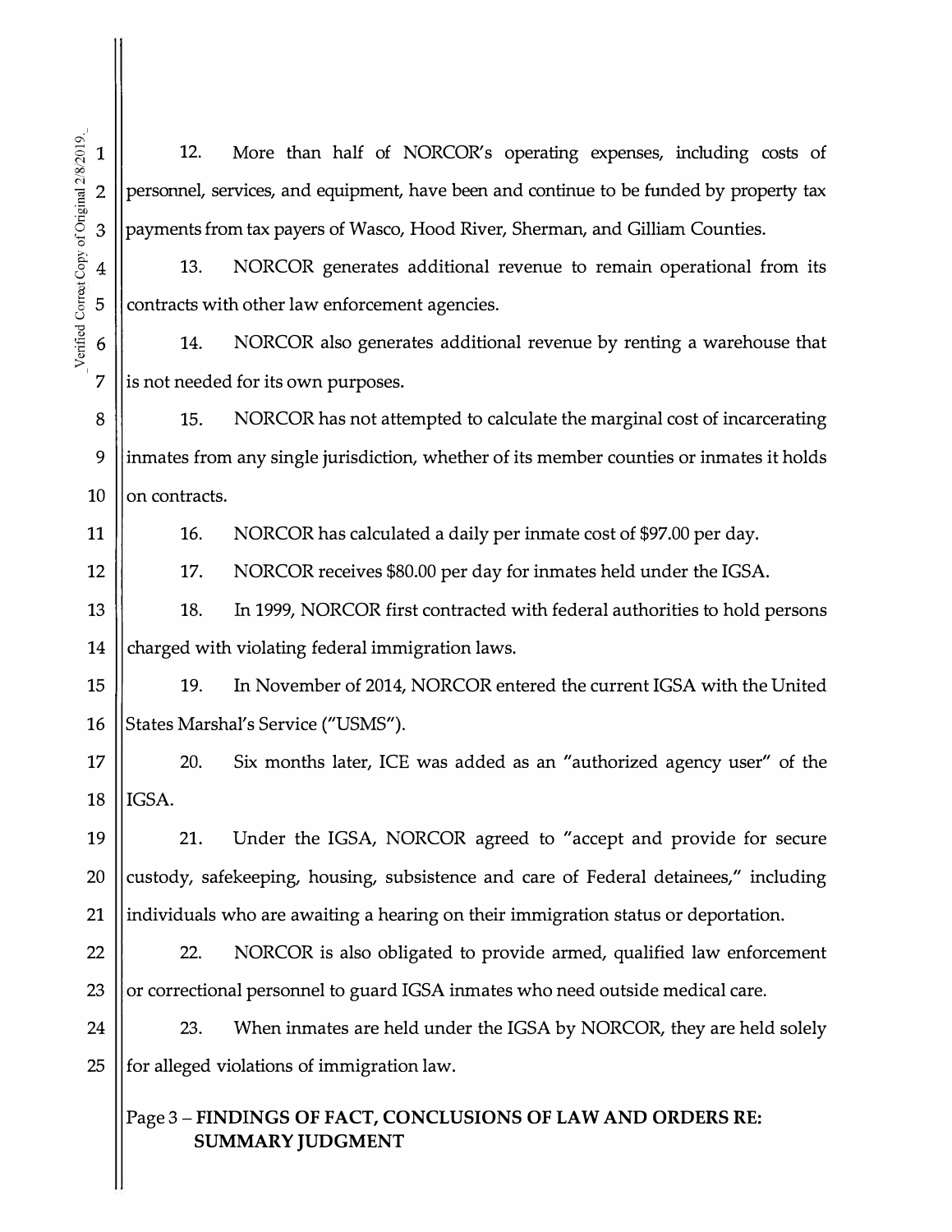12. More than half of NORCOR's operating expenses, including costs of personnel, services, and equipment, have been and continue to be funded by property tax payments from tax payers of Wasco, Hood River, Sherman, and Gilliam Counties.

13. NORCOR generates additional revenue to remain operational from its contracts with other law enforcement agencies.

14. NORCOR also generates additional revenue by renting a warehouse that is not needed for its own purposes.

15. NORCOR has not attempted to calculate the marginal cost of incarcerating inmates from any single jurisdiction, whether of its member counties or inmates it holds on contracts.

16. NORCOR has calculated a daily per inmate cost of $97.00 per day.

17. NORCOR receives $80.00 per day for inmates held under the IGSA.

18. In 1999, NORCOR first contracted with federal authorities to hold persons charged with violating federal immigration laws.

19. In November of 2014, NORCOR entered the current IGSA with the United States Marshal's Service ("USMS").

20. Six months later, ICE was added as an "authorized agency user" of the IGSA.

21. Under the IGSA, NORCOR agreed to "accept and provide for secure custody, safekeeping, housing, subsistence and care of Federal detainees," including individuals who are awaiting a hearing on their immigration status or deportation.

22. NORCOR is also obligated to provide armed, qualified law enforcement or correctional personnel to guard IGSA inmates who need outside medical care.

23. When inmates are held under the IGSA by NORCOR, they are held solely for alleged violations of immigration law.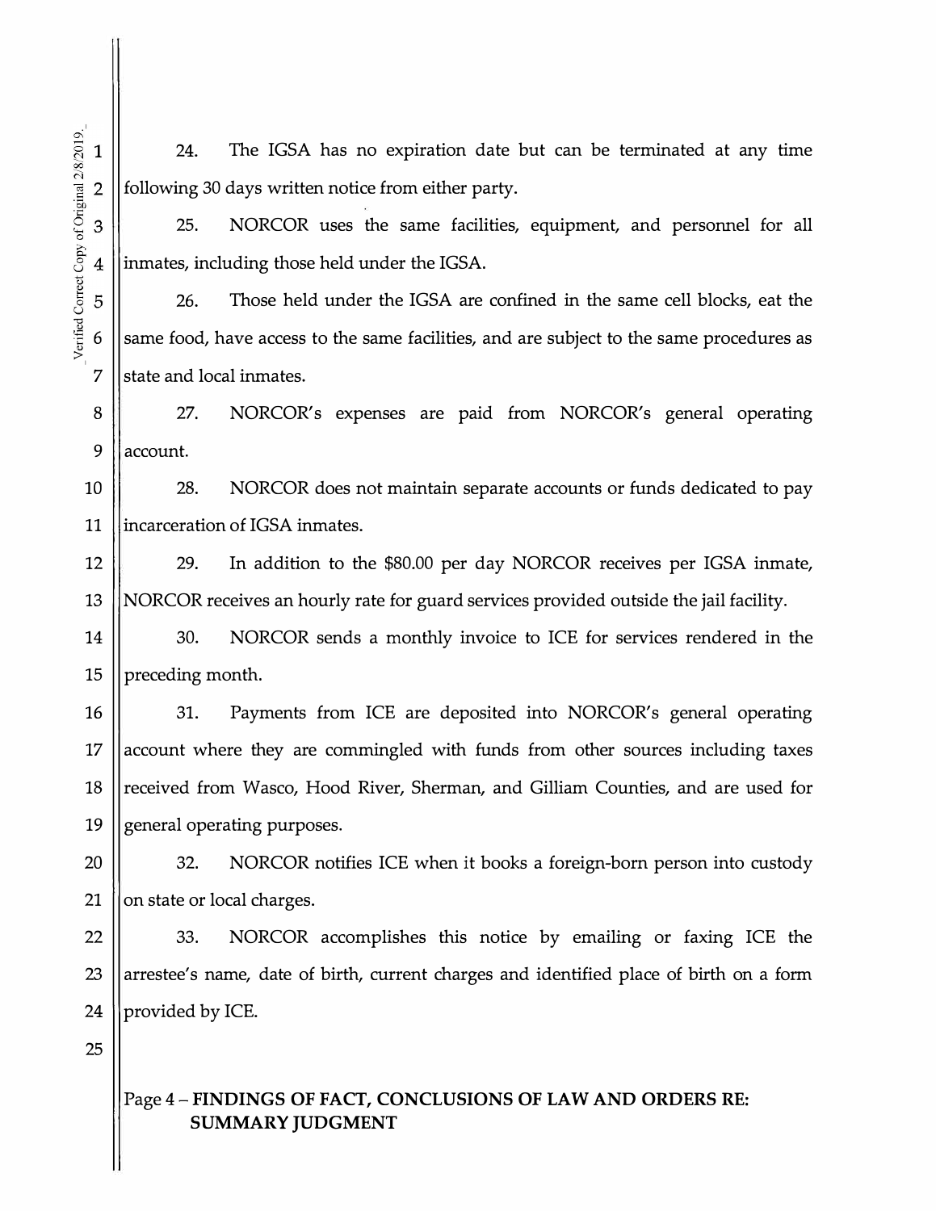24. The IGSA has no expiration date but can be terminated at any time following 30 days written notice from either party.

25. NORCOR uses the same facilities, equipment, and personnel for all inmates, including those held under the IGSA.

26. Those held under the IGSA are confined in the same cell blocks, eat the same food, have access to the same facilities, and are subject to the same procedures as state and local inmates.

27. NORCOR's expenses are paid from NORCOR's general operating account.

28. NORCOR does not maintain separate accounts or funds dedicated to pay incarceration of IGSA inmates.

29. In addition to the $80.00 per day NORCOR receives per IGSA inmate, NORCOR receives an hourly rate for guard services provided outside the jail facility.

30. NORCOR sends a monthly invoice to ICE for services rendered in the preceding month.

31. Payments from ICE are deposited into NORCOR's general operating account where they are commingled with funds from other sources including taxes received from Wasco, Hood River, Sherman, and Gilliam Counties, and are used for general operating purposes.

32. NORCOR notifies ICE when it books a foreign-born person into custody on state or local charges.

33. NORCOR accomplishes this notice by emailing or faxing ICE the arrestee's name, date of birth, current charges and identified place of birth on a form provided by ICE.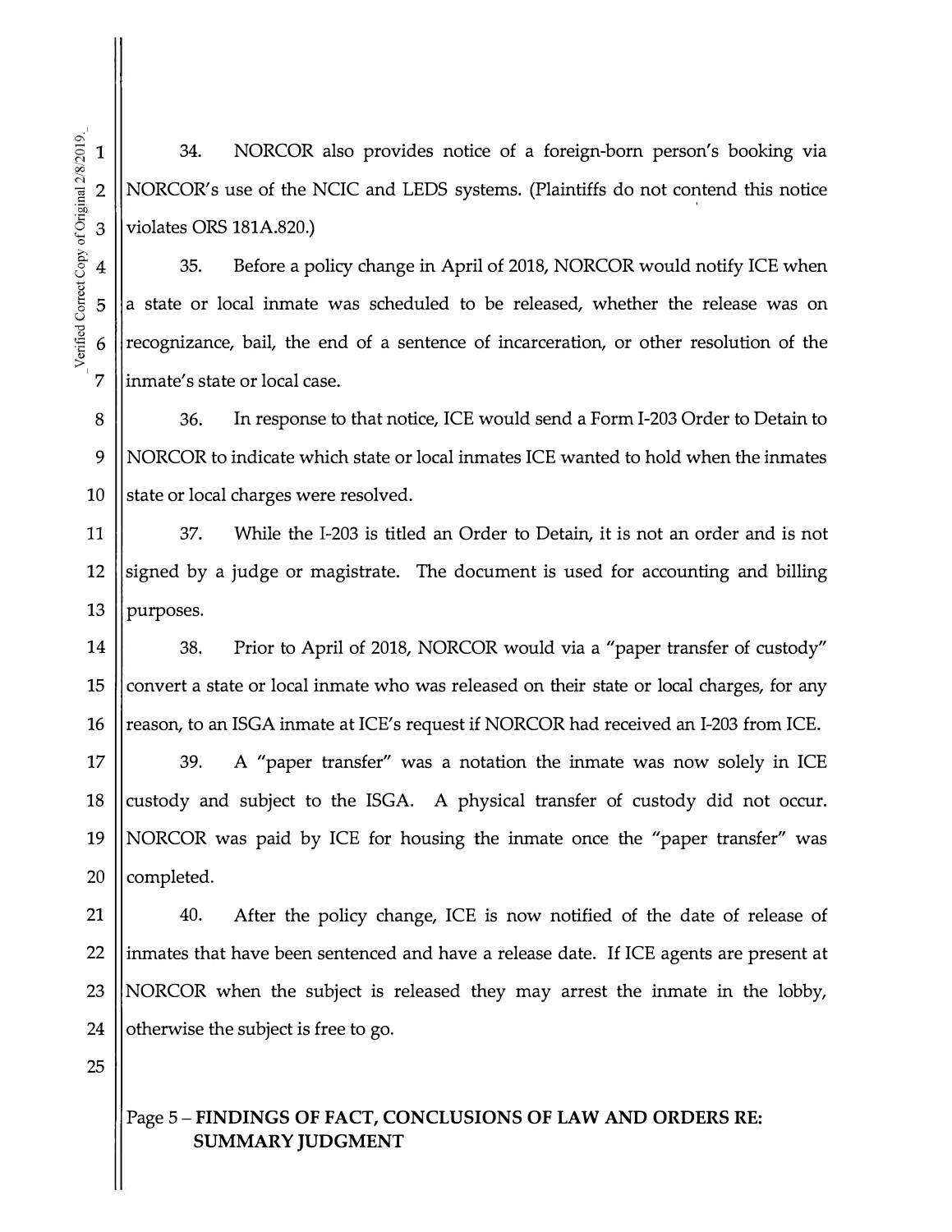34. NORCOR also provides notice of a foreign-born person's booking via NORCOR's use of the NCIC and LEDS systems. (Plaintiffs do not contend this notice violates ORS 181A.820.)

35. Before a policy change in April of 2018, NORCOR would notify ICE when a state or local inmate was scheduled to be released, whether the release was on recognizance, bail, the end of a sentence of incarceration, or other resolution of the inmate's state or local case.

36. In response to that notice, ICE would send a Form I-203 Order to Detain to NORCOR to indicate which state or local inmates ICE wanted to hold when the inmates state or local charges were resolved.

37. While the I-203 is titled an Order to Detain, it is not an order and is not signed by a judge or magistrate. The document is used for accounting and billing purposes.

38. Prior to April of 2018, NORCOR would via a "paper transfer of custody" convert a state or local inmate who was released on their state or local charges, for any reason, to an ISGA inmate at ICE's request if NORCOR had received an I-203 from ICE.

39. A "paper transfer" was a notation the inmate was now solely in ICE custody and subject to the ISGA. A physical transfer of custody did not occur. NORCOR was paid by ICE for housing the inmate once the "paper transfer" was completed.

40. After the policy change, ICE is now notified of the date of release of inmates that have been sentenced and have a release date. If ICE agents are present at NORCOR when the subject is released they may arrest the inmate in the lobby, otherwise the subject is free to go.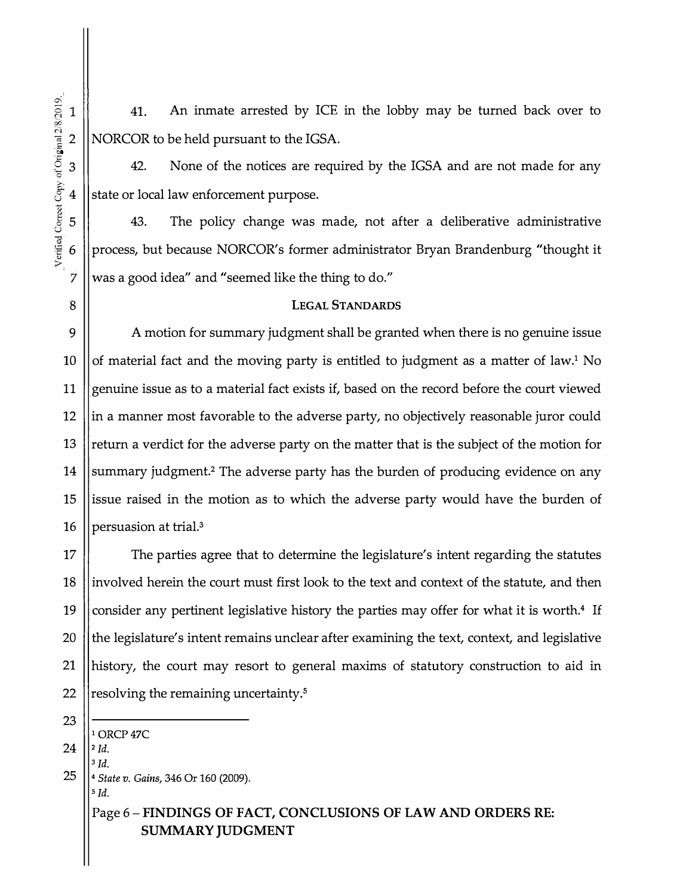41. An inmate arrested by ICE in the lobby may be turned back over to NORCOR to be held pursuant to the IGSA.

42. None of the notices are required by the IGSA and are not made for any state or local law enforcement purpose.

43. The policy change was made, not after a deliberative administrative process, but because NORCOR's former administrator Bryan Brandenburg "thought it was a good idea" and "seemed like the thing to do."

## LEGAL STANDARDS

A motion for summary judgment shall be granted when there is no genuine issue of material fact and the moving party is entitled to judgment as a matter of law.[1] No genuine issue as to a material fact exists if, based on the record before the court viewed in a manner most favorable to the adverse party, no objectively reasonable juror could return a verdict for the adverse party on the matter that is the subject of the motion for summary judgment.[2] The adverse party has the burden of producing evidence on any issue raised in the motion as to which the adverse party would have the burden of persuasion at trial.[3]

The parties agree that to determine the legislature's intent regarding the statutes involved herein the court must first look to the text and context of the statute, and then consider any pertinent legislative history the parties may offer for what it is worth.[4] If the legislature's intent remains unclear after examining the text, context, and legislative history, the court may resort to general maxims of statutory construction to aid in resolving the remaining uncertainty.[5]

---

[1] ORCP 47C

[2] *Id.*

[3] *Id.*

[4] *State v. Gains*, 346 Or 160 (2009).

[5] *Id.*

Page 6 – **FINDINGS OF FACT, CONCLUSIONS OF LAW AND ORDERS RE: SUMMARY JUDGMENT**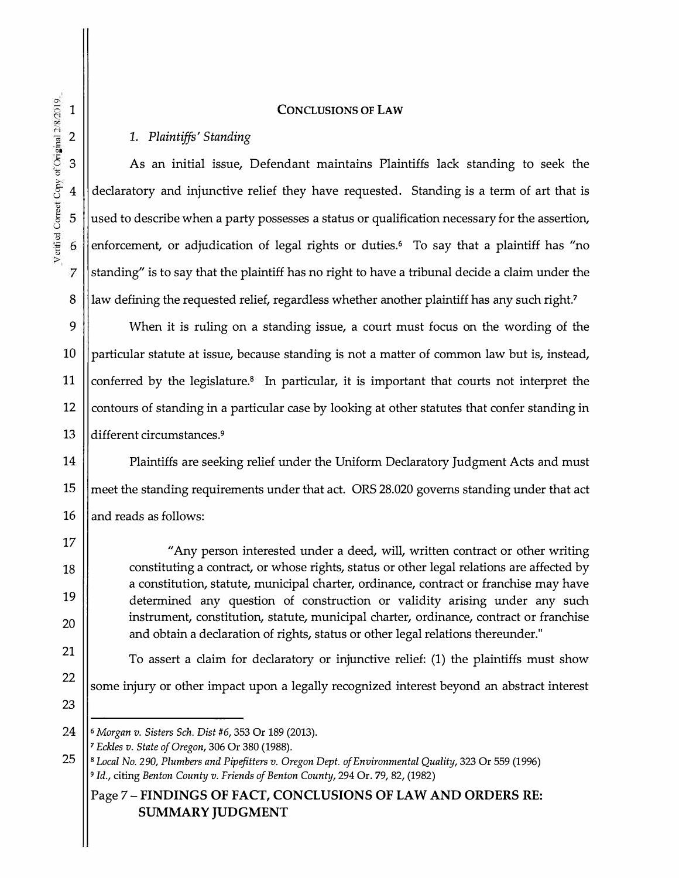## CONCLUSIONS OF LAW

*1. Plaintiffs' Standing*

As an initial issue, Defendant maintains Plaintiffs lack standing to seek the declaratory and injunctive relief they have requested. Standing is a term of art that is used to describe when a party possesses a status or qualification necessary for the assertion, enforcement, or adjudication of legal rights or duties.[6] To say that a plaintiff has "no standing" is to say that the plaintiff has no right to have a tribunal decide a claim under the law defining the requested relief, regardless whether another plaintiff has any such right.[7]

When it is ruling on a standing issue, a court must focus on the wording of the particular statute at issue, because standing is not a matter of common law but is, instead, conferred by the legislature.[8] In particular, it is important that courts not interpret the contours of standing in a particular case by looking at other statutes that confer standing in different circumstances.[9]

Plaintiffs are seeking relief under the Uniform Declaratory Judgment Acts and must meet the standing requirements under that act. ORS 28.020 governs standing under that act and reads as follows:

> "Any person interested under a deed, will, written contract or other writing constituting a contract, or whose rights, status or other legal relations are affected by a constitution, statute, municipal charter, ordinance, contract or franchise may have determined any question of construction or validity arising under any such instrument, constitution, statute, municipal charter, ordinance, contract or franchise and obtain a declaration of rights, status or other legal relations thereunder."

To assert a claim for declaratory or injunctive relief: (1) the plaintiffs must show some injury or other impact upon a legally recognized interest beyond an abstract interest

---

[6] *Morgan v. Sisters Sch. Dist #6*, 353 Or 189 (2013).

[7] *Eckles v. State of Oregon*, 306 Or 380 (1988).

[8] *Local No. 290, Plumbers and Pipefitters v. Oregon Dept. of Environmental Quality*, 323 Or 559 (1996)

[9] *Id.*, citing *Benton County v. Friends of Benton County*, 294 Or. 79, 82, (1982)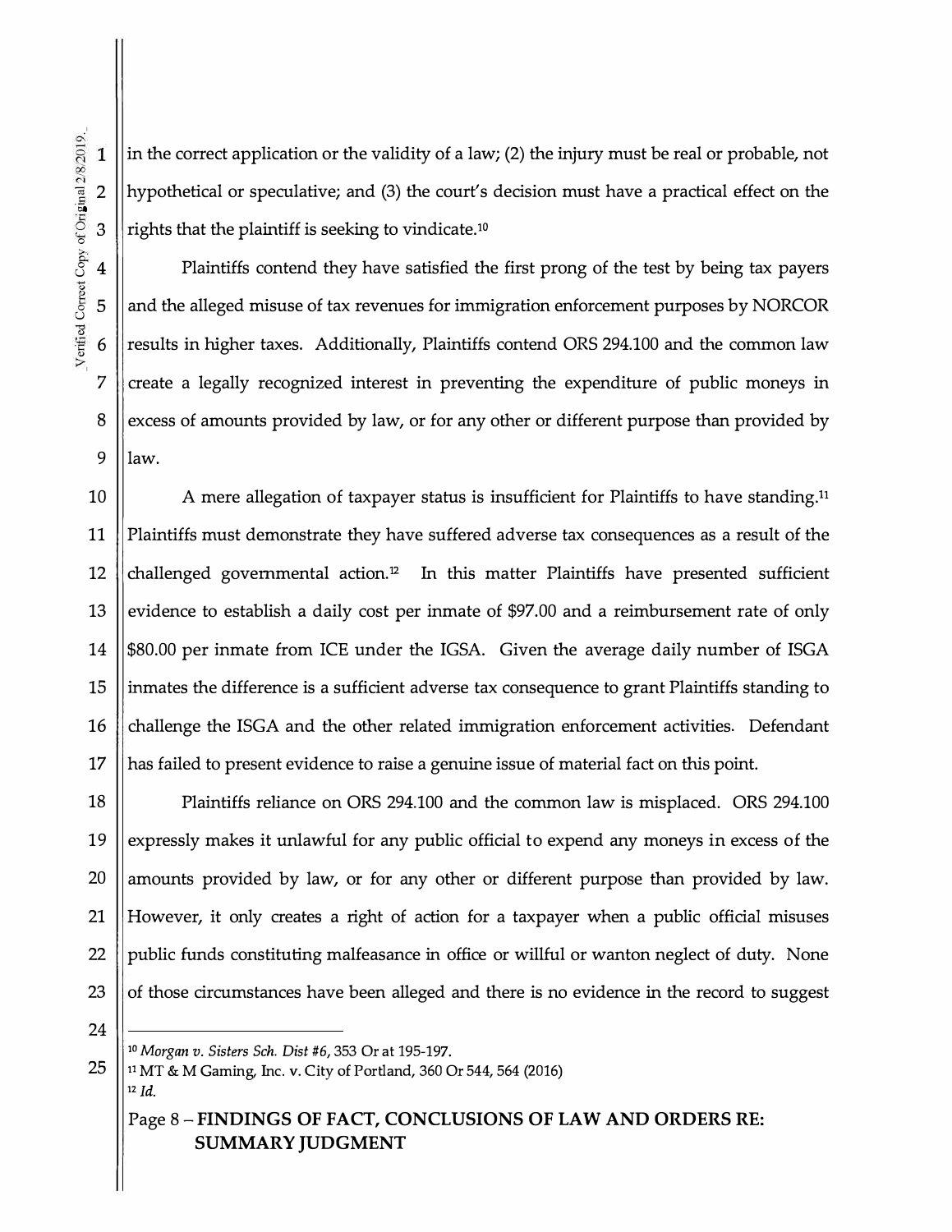in the correct application or the validity of a law; (2) the injury must be real or probable, not hypothetical or speculative; and (3) the court's decision must have a practical effect on the rights that the plaintiff is seeking to vindicate.[10]

Plaintiffs contend they have satisfied the first prong of the test by being tax payers and the alleged misuse of tax revenues for immigration enforcement purposes by NORCOR results in higher taxes. Additionally, Plaintiffs contend ORS 294.100 and the common law create a legally recognized interest in preventing the expenditure of public moneys in excess of amounts provided by law, or for any other or different purpose than provided by law.

A mere allegation of taxpayer status is insufficient for Plaintiffs to have standing.[11] Plaintiffs must demonstrate they have suffered adverse tax consequences as a result of the challenged governmental action.[12] In this matter Plaintiffs have presented sufficient evidence to establish a daily cost per inmate of $97.00 and a reimbursement rate of only $80.00 per inmate from ICE under the IGSA. Given the average daily number of ISGA inmates the difference is a sufficient adverse tax consequence to grant Plaintiffs standing to challenge the ISGA and the other related immigration enforcement activities. Defendant has failed to present evidence to raise a genuine issue of material fact on this point.

Plaintiffs reliance on ORS 294.100 and the common law is misplaced. ORS 294.100 expressly makes it unlawful for any public official to expend any moneys in excess of the amounts provided by law, or for any other or different purpose than provided by law. However, it only creates a right of action for a taxpayer when a public official misuses public funds constituting malfeasance in office or willful or wanton neglect of duty. None of those circumstances have been alleged and there is no evidence in the record to suggest

---

[10] *Morgan v. Sisters Sch. Dist #6*, 353 Or at 195-197.

[11] MT & M Gaming, Inc. v. City of Portland, 360 Or 544, 564 (2016)

[12] *Id.*

Page 8 – **FINDINGS OF FACT, CONCLUSIONS OF LAW AND ORDERS RE: SUMMARY JUDGMENT**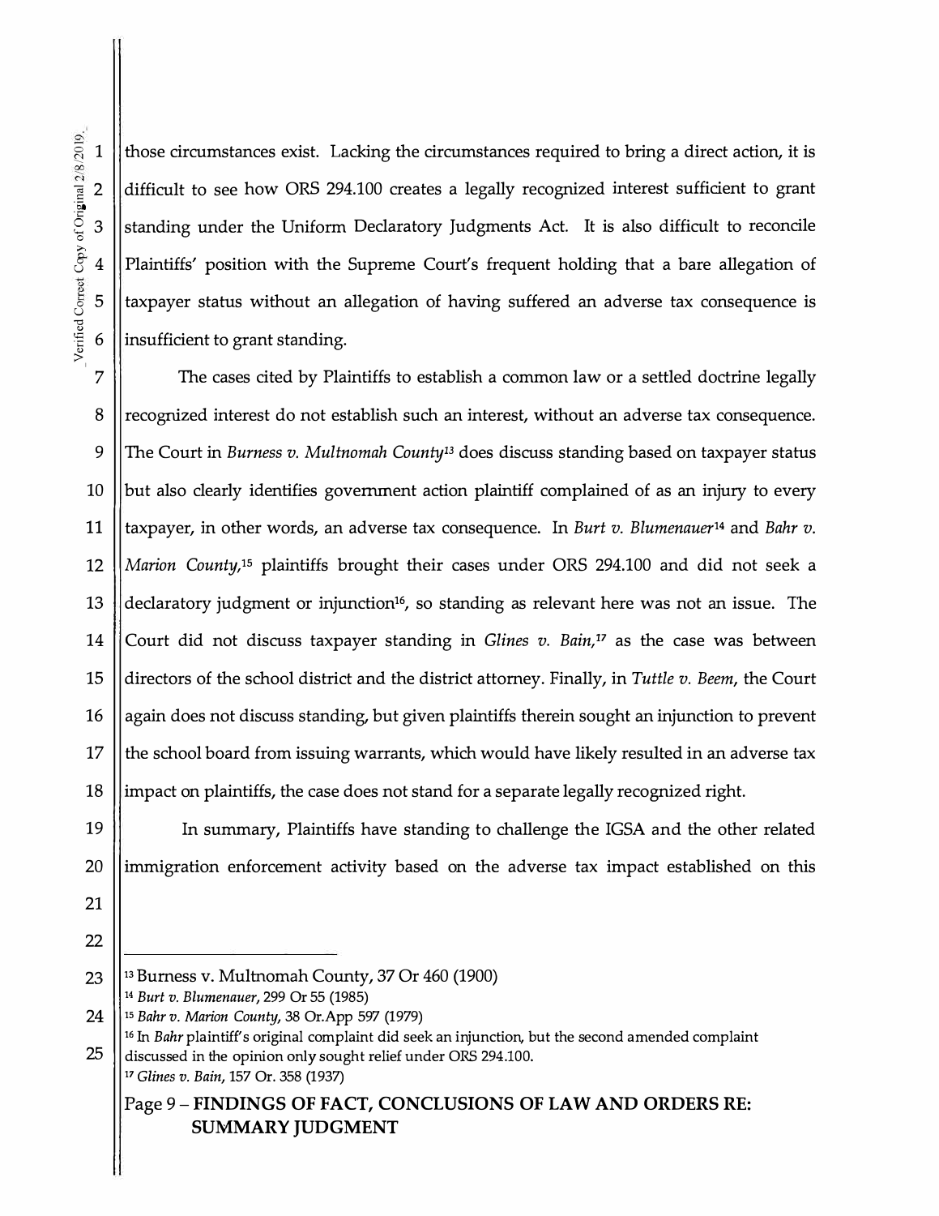those circumstances exist. Lacking the circumstances required to bring a direct action, it is difficult to see how ORS 294.100 creates a legally recognized interest sufficient to grant standing under the Uniform Declaratory Judgments Act. It is also difficult to reconcile Plaintiffs' position with the Supreme Court's frequent holding that a bare allegation of taxpayer status without an allegation of having suffered an adverse tax consequence is insufficient to grant standing.

The cases cited by Plaintiffs to establish a common law or a settled doctrine legally recognized interest do not establish such an interest, without an adverse tax consequence. The Court in *Burness v. Multnomah County*[13] does discuss standing based on taxpayer status but also clearly identifies government action plaintiff complained of as an injury to every taxpayer, in other words, an adverse tax consequence. In *Burt v. Blumenauer*[14] and *Bahr v. Marion County*,[15] plaintiffs brought their cases under ORS 294.100 and did not seek a declaratory judgment or injunction[16], so standing as relevant here was not an issue. The Court did not discuss taxpayer standing in *Glines v. Bain*,[17] as the case was between directors of the school district and the district attorney. Finally, in *Tuttle v. Beem*, the Court again does not discuss standing, but given plaintiffs therein sought an injunction to prevent the school board from issuing warrants, which would have likely resulted in an adverse tax impact on plaintiffs, the case does not stand for a separate legally recognized right.

In summary, Plaintiffs have standing to challenge the IGSA and the other related immigration enforcement activity based on the adverse tax impact established on this

---

[13] Burness v. Multnomah County, 37 Or 460 (1900)

[14] *Burt v. Blumenauer*, 299 Or 55 (1985)

[15] *Bahr v. Marion County*, 38 Or.App 597 (1979)

[16] In *Bahr* plaintiff's original complaint did seek an injunction, but the second amended complaint discussed in the opinion only sought relief under ORS 294.100.

[17] *Glines v. Bain*, 157 Or. 358 (1937)

Page 9 – **FINDINGS OF FACT, CONCLUSIONS OF LAW AND ORDERS RE: SUMMARY JUDGMENT**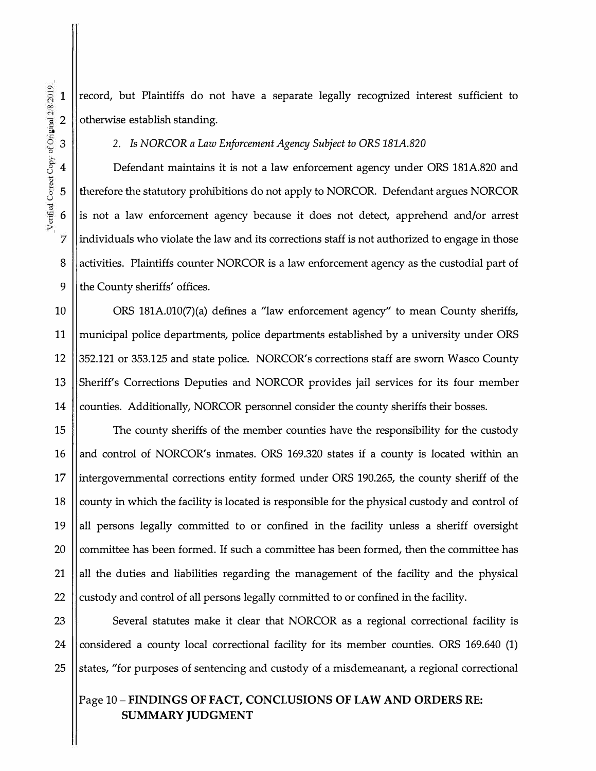record, but Plaintiffs do not have a separate legally recognized interest sufficient to otherwise establish standing.

*2. Is NORCOR a Law Enforcement Agency Subject to ORS 181A.820*

Defendant maintains it is not a law enforcement agency under ORS 181A.820 and therefore the statutory prohibitions do not apply to NORCOR. Defendant argues NORCOR is not a law enforcement agency because it does not detect, apprehend and/or arrest individuals who violate the law and its corrections staff is not authorized to engage in those activities. Plaintiffs counter NORCOR is a law enforcement agency as the custodial part of the County sheriffs' offices.

ORS 181A.010(7)(a) defines a "law enforcement agency" to mean County sheriffs, municipal police departments, police departments established by a university under ORS 352.121 or 353.125 and state police. NORCOR's corrections staff are sworn Wasco County Sheriff's Corrections Deputies and NORCOR provides jail services for its four member counties. Additionally, NORCOR personnel consider the county sheriffs their bosses.

The county sheriffs of the member counties have the responsibility for the custody and control of NORCOR's inmates. ORS 169.320 states if a county is located within an intergovernmental corrections entity formed under ORS 190.265, the county sheriff of the county in which the facility is located is responsible for the physical custody and control of all persons legally committed to or confined in the facility unless a sheriff oversight committee has been formed. If such a committee has been formed, then the committee has all the duties and liabilities regarding the management of the facility and the physical custody and control of all persons legally committed to or confined in the facility.

Several statutes make it clear that NORCOR as a regional correctional facility is considered a county local correctional facility for its member counties. ORS 169.640 (1) states, "for purposes of sentencing and custody of a misdemeanant, a regional correctional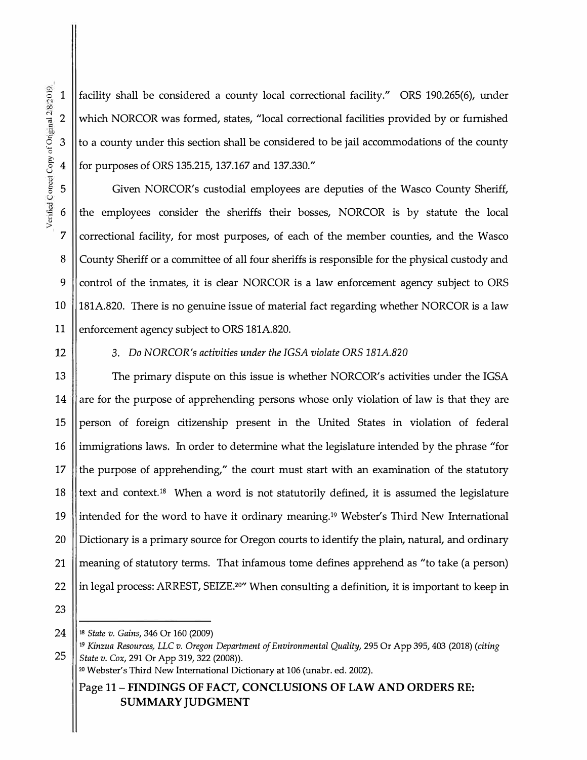facility shall be considered a county local correctional facility." ORS 190.265(6), under which NORCOR was formed, states, "local correctional facilities provided by or furnished to a county under this section shall be considered to be jail accommodations of the county for purposes of ORS 135.215, 137.167 and 137.330."

Given NORCOR's custodial employees are deputies of the Wasco County Sheriff, the employees consider the sheriffs their bosses, NORCOR is by statute the local correctional facility, for most purposes, of each of the member counties, and the Wasco County Sheriff or a committee of all four sheriffs is responsible for the physical custody and control of the inmates, it is clear NORCOR is a law enforcement agency subject to ORS 181A.820. There is no genuine issue of material fact regarding whether NORCOR is a law enforcement agency subject to ORS 181A.820.

*3. Do NORCOR's activities under the IGSA violate ORS 181A.820*

The primary dispute on this issue is whether NORCOR's activities under the IGSA are for the purpose of apprehending persons whose only violation of law is that they are person of foreign citizenship present in the United States in violation of federal immigrations laws. In order to determine what the legislature intended by the phrase "for the purpose of apprehending," the court must start with an examination of the statutory text and context.[18] When a word is not statutorily defined, it is assumed the legislature intended for the word to have it ordinary meaning.[19] Webster's Third New International Dictionary is a primary source for Oregon courts to identify the plain, natural, and ordinary meaning of statutory terms. That infamous tome defines apprehend as "to take (a person) in legal process: ARREST, SEIZE.[20]" When consulting a definition, it is important to keep in

---

[18] *State v. Gains*, 346 Or 160 (2009)

[19] *Kinzua Resources, LLC v. Oregon Department of Environmental Quality*, 295 Or App 395, 403 (2018) (*citing State v. Cox*, 291 Or App 319, 322 (2008)).

[20] Webster's Third New International Dictionary at 106 (unabr. ed. 2002).

Page 11 – **FINDINGS OF FACT, CONCLUSIONS OF LAW AND ORDERS RE: SUMMARY JUDGMENT**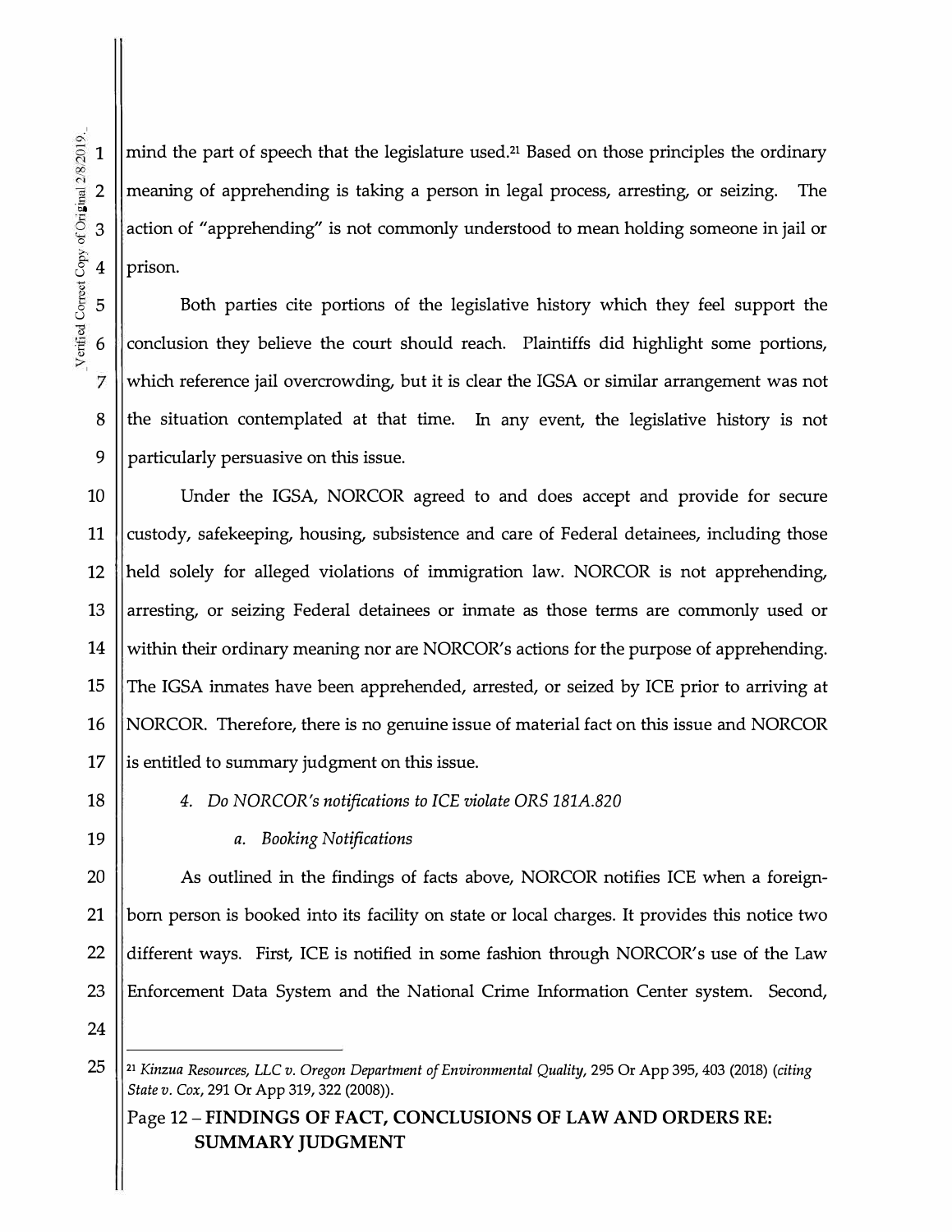mind the part of speech that the legislature used.[21] Based on those principles the ordinary meaning of apprehending is taking a person in legal process, arresting, or seizing. The action of "apprehending" is not commonly understood to mean holding someone in jail or prison.

Both parties cite portions of the legislative history which they feel support the conclusion they believe the court should reach. Plaintiffs did highlight some portions, which reference jail overcrowding, but it is clear the IGSA or similar arrangement was not the situation contemplated at that time. In any event, the legislative history is not particularly persuasive on this issue.

Under the IGSA, NORCOR agreed to and does accept and provide for secure custody, safekeeping, housing, subsistence and care of Federal detainees, including those held solely for alleged violations of immigration law. NORCOR is not apprehending, arresting, or seizing Federal detainees or inmate as those terms are commonly used or within their ordinary meaning nor are NORCOR's actions for the purpose of apprehending. The IGSA inmates have been apprehended, arrested, or seized by ICE prior to arriving at NORCOR. Therefore, there is no genuine issue of material fact on this issue and NORCOR is entitled to summary judgment on this issue.

*4. Do NORCOR's notifications to ICE violate ORS 181A.820*

*a. Booking Notifications*

As outlined in the findings of facts above, NORCOR notifies ICE when a foreign-born person is booked into its facility on state or local charges. It provides this notice two different ways. First, ICE is notified in some fashion through NORCOR's use of the Law Enforcement Data System and the National Crime Information Center system. Second,

[21] *Kinzua Resources, LLC v. Oregon Department of Environmental Quality*, 295 Or App 395, 403 (2018) (*citing State v. Cox*, 291 Or App 319, 322 (2008)).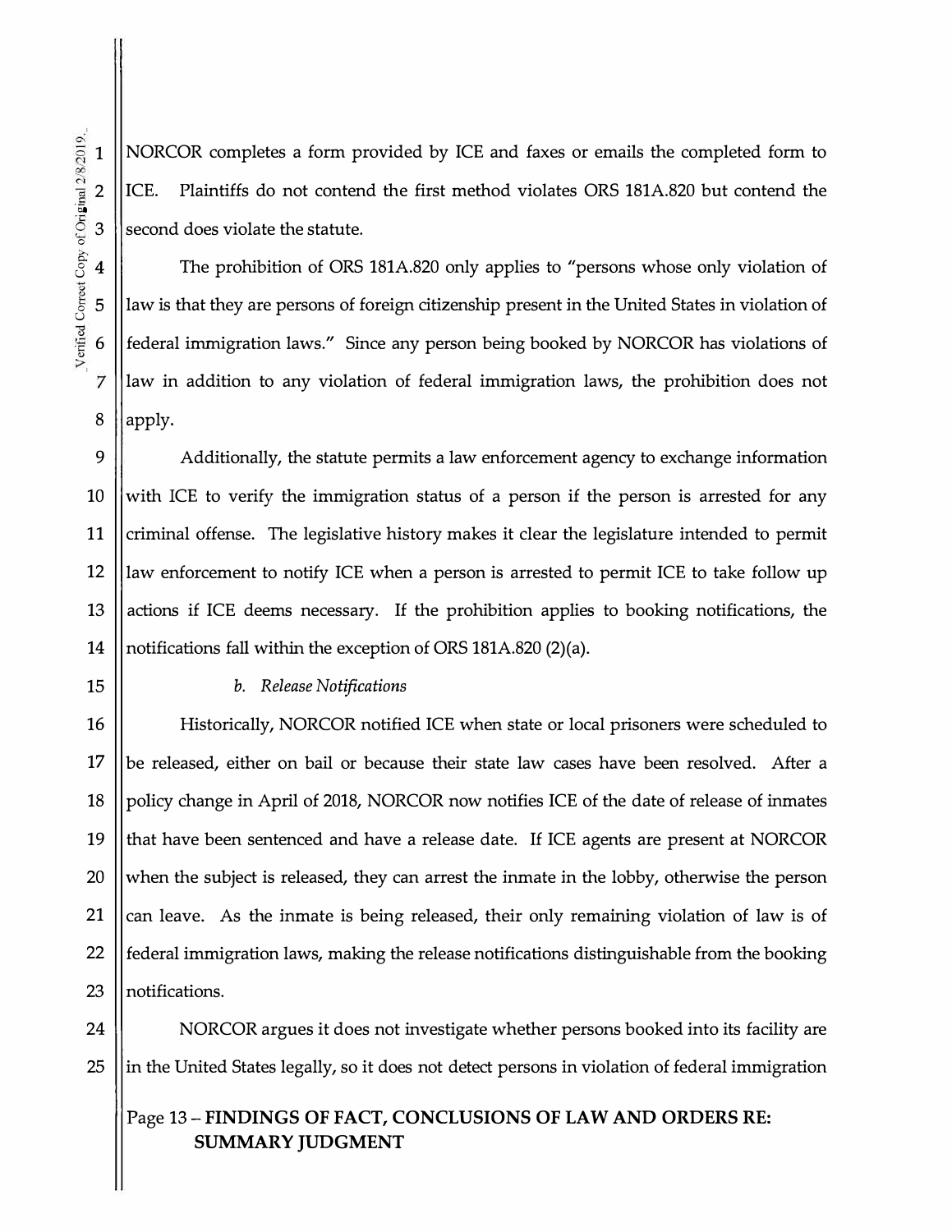NORCOR completes a form provided by ICE and faxes or emails the completed form to ICE. Plaintiffs do not contend the first method violates ORS 181A.820 but contend the second does violate the statute.

The prohibition of ORS 181A.820 only applies to "persons whose only violation of law is that they are persons of foreign citizenship present in the United States in violation of federal immigration laws." Since any person being booked by NORCOR has violations of law in addition to any violation of federal immigration laws, the prohibition does not apply.

Additionally, the statute permits a law enforcement agency to exchange information with ICE to verify the immigration status of a person if the person is arrested for any criminal offense. The legislative history makes it clear the legislature intended to permit law enforcement to notify ICE when a person is arrested to permit ICE to take follow up actions if ICE deems necessary. If the prohibition applies to booking notifications, the notifications fall within the exception of ORS 181A.820 (2)(a).

*b. Release Notifications*

Historically, NORCOR notified ICE when state or local prisoners were scheduled to be released, either on bail or because their state law cases have been resolved. After a policy change in April of 2018, NORCOR now notifies ICE of the date of release of inmates that have been sentenced and have a release date. If ICE agents are present at NORCOR when the subject is released, they can arrest the inmate in the lobby, otherwise the person can leave. As the inmate is being released, their only remaining violation of law is of federal immigration laws, making the release notifications distinguishable from the booking notifications.

NORCOR argues it does not investigate whether persons booked into its facility are in the United States legally, so it does not detect persons in violation of federal immigration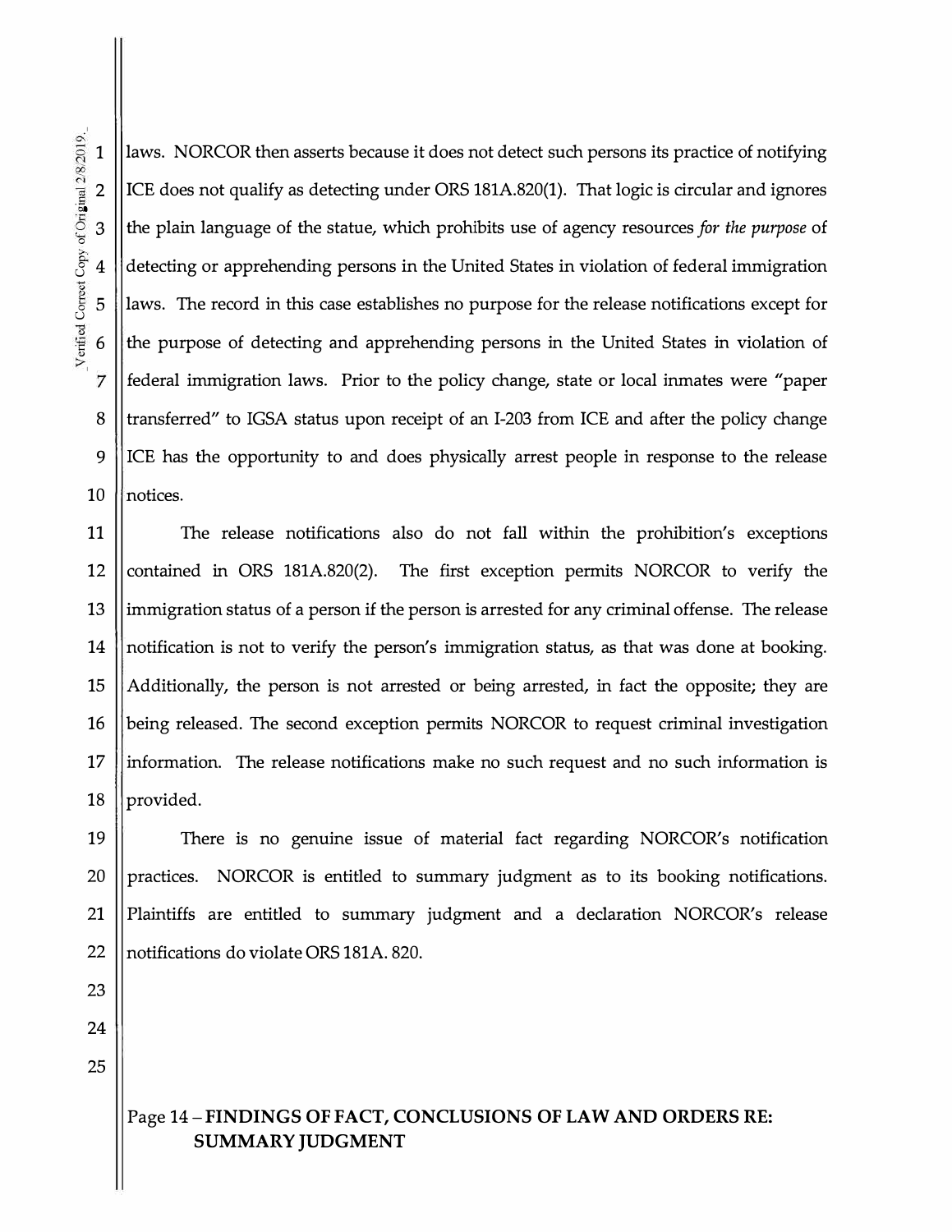laws. NORCOR then asserts because it does not detect such persons its practice of notifying ICE does not qualify as detecting under ORS 181A.820(1). That logic is circular and ignores the plain language of the statue, which prohibits use of agency resources *for the purpose* of detecting or apprehending persons in the United States in violation of federal immigration laws. The record in this case establishes no purpose for the release notifications except for the purpose of detecting and apprehending persons in the United States in violation of federal immigration laws. Prior to the policy change, state or local inmates were "paper transferred" to IGSA status upon receipt of an I-203 from ICE and after the policy change ICE has the opportunity to and does physically arrest people in response to the release notices.

The release notifications also do not fall within the prohibition's exceptions contained in ORS 181A.820(2). The first exception permits NORCOR to verify the immigration status of a person if the person is arrested for any criminal offense. The release notification is not to verify the person's immigration status, as that was done at booking. Additionally, the person is not arrested or being arrested, in fact the opposite; they are being released. The second exception permits NORCOR to request criminal investigation information. The release notifications make no such request and no such information is provided.

There is no genuine issue of material fact regarding NORCOR's notification practices. NORCOR is entitled to summary judgment as to its booking notifications. Plaintiffs are entitled to summary judgment and a declaration NORCOR's release notifications do violate ORS 181A. 820.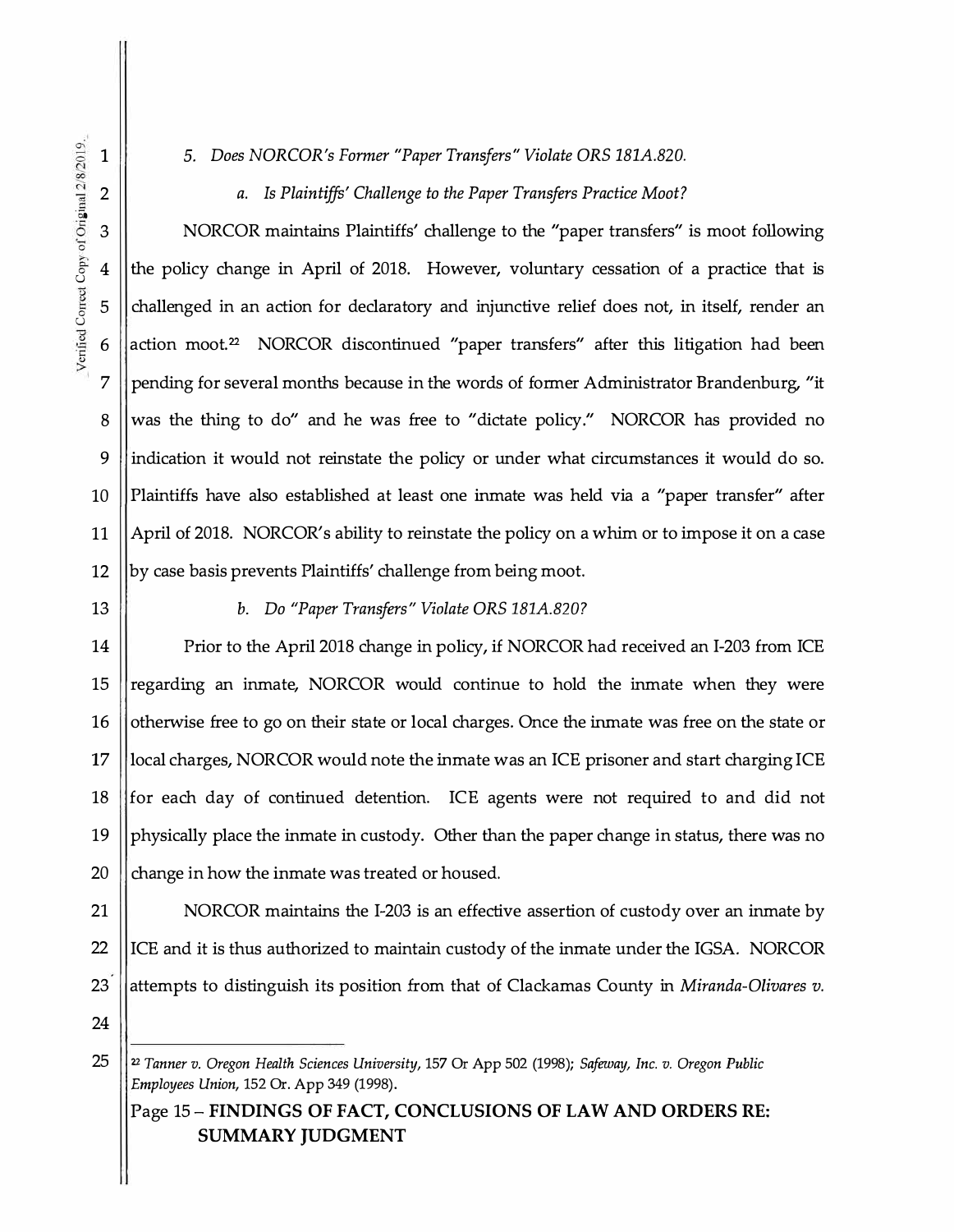*5. Does NORCOR's Former "Paper Transfers" Violate ORS 181A.820.*

*a. Is Plaintiffs' Challenge to the Paper Transfers Practice Moot?*

NORCOR maintains Plaintiffs' challenge to the "paper transfers" is moot following the policy change in April of 2018. However, voluntary cessation of a practice that is challenged in an action for declaratory and injunctive relief does not, in itself, render an action moot.[22] NORCOR discontinued "paper transfers" after this litigation had been pending for several months because in the words of former Administrator Brandenburg, "it was the thing to do" and he was free to "dictate policy." NORCOR has provided no indication it would not reinstate the policy or under what circumstances it would do so. Plaintiffs have also established at least one inmate was held via a "paper transfer" after April of 2018. NORCOR's ability to reinstate the policy on a whim or to impose it on a case by case basis prevents Plaintiffs' challenge from being moot.

*b. Do "Paper Transfers" Violate ORS 181A.820?*

Prior to the April 2018 change in policy, if NORCOR had received an I-203 from ICE regarding an inmate, NORCOR would continue to hold the inmate when they were otherwise free to go on their state or local charges. Once the inmate was free on the state or local charges, NORCOR would note the inmate was an ICE prisoner and start charging ICE for each day of continued detention. ICE agents were not required to and did not physically place the inmate in custody. Other than the paper change in status, there was no change in how the inmate was treated or housed.

NORCOR maintains the I-203 is an effective assertion of custody over an inmate by ICE and it is thus authorized to maintain custody of the inmate under the IGSA. NORCOR attempts to distinguish its position from that of Clackamas County in *Miranda-Olivares v.*

---

[22] *Tanner v. Oregon Health Sciences University*, 157 Or App 502 (1998); *Safeway, Inc. v. Oregon Public Employees Union*, 152 Or. App 349 (1998).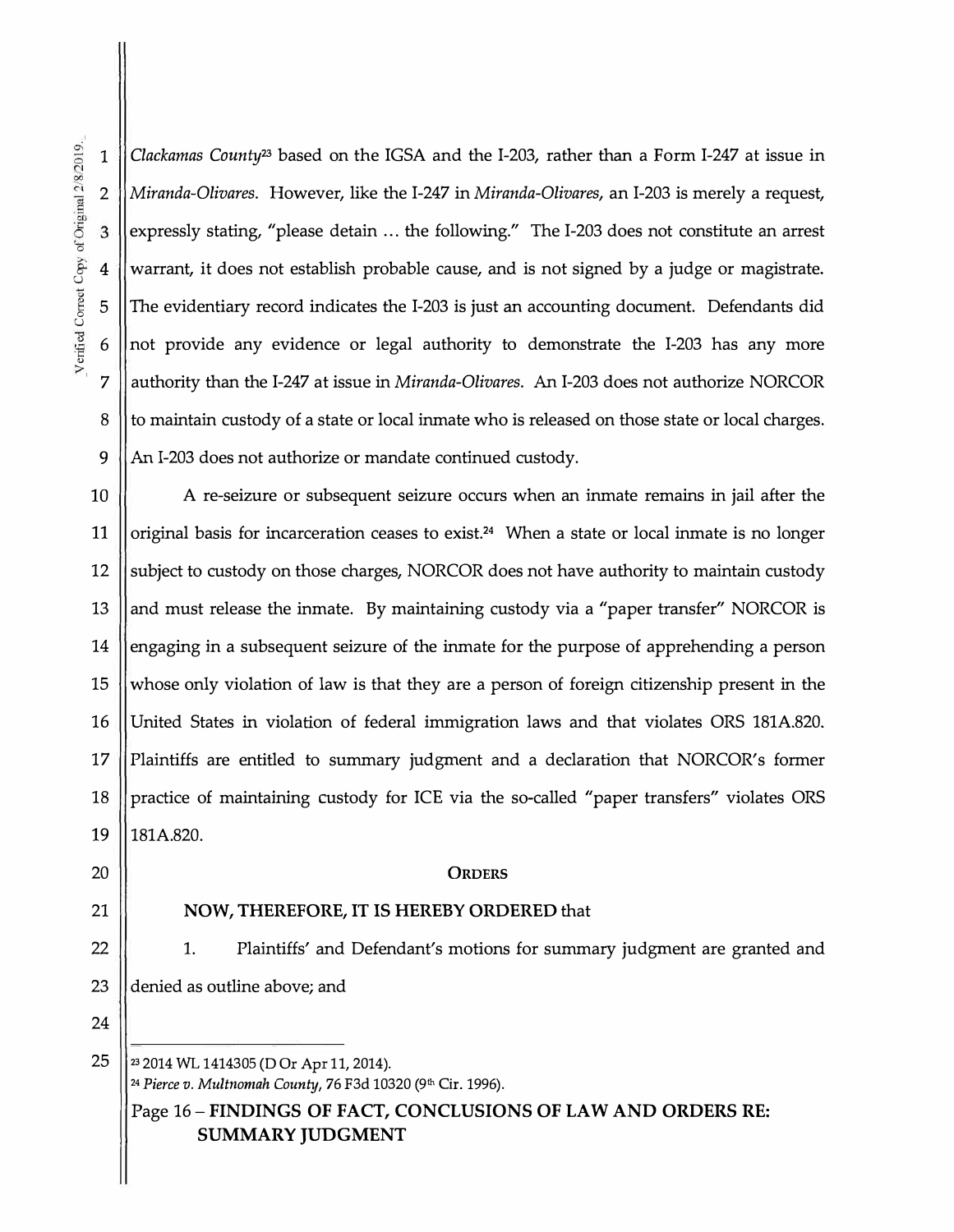*Clackamas County*[23] based on the IGSA and the I-203, rather than a Form I-247 at issue in *Miranda-Olivares*. However, like the I-247 in *Miranda-Olivares*, an I-203 is merely a request, expressly stating, "please detain ... the following." The I-203 does not constitute an arrest warrant, it does not establish probable cause, and is not signed by a judge or magistrate. The evidentiary record indicates the I-203 is just an accounting document. Defendants did not provide any evidence or legal authority to demonstrate the I-203 has any more authority than the I-247 at issue in *Miranda-Olivares*. An I-203 does not authorize NORCOR to maintain custody of a state or local inmate who is released on those state or local charges. An I-203 does not authorize or mandate continued custody.

A re-seizure or subsequent seizure occurs when an inmate remains in jail after the original basis for incarceration ceases to exist.[24] When a state or local inmate is no longer subject to custody on those charges, NORCOR does not have authority to maintain custody and must release the inmate. By maintaining custody via a "paper transfer" NORCOR is engaging in a subsequent seizure of the inmate for the purpose of apprehending a person whose only violation of law is that they are a person of foreign citizenship present in the United States in violation of federal immigration laws and that violates ORS 181A.820. Plaintiffs are entitled to summary judgment and a declaration that NORCOR's former practice of maintaining custody for ICE via the so-called "paper transfers" violates ORS 181A.820.

## ORDERS

**NOW, THEREFORE, IT IS HEREBY ORDERED** that

1. Plaintiffs' and Defendant's motions for summary judgment are granted and denied as outline above; and

---

[23] 2014 WL 1414305 (D Or Apr 11, 2014).

[24] *Pierce v. Multnomah County*, 76 F3d 10320 (9th Cir. 1996).

Page 16 – **FINDINGS OF FACT, CONCLUSIONS OF LAW AND ORDERS RE: SUMMARY JUDGMENT**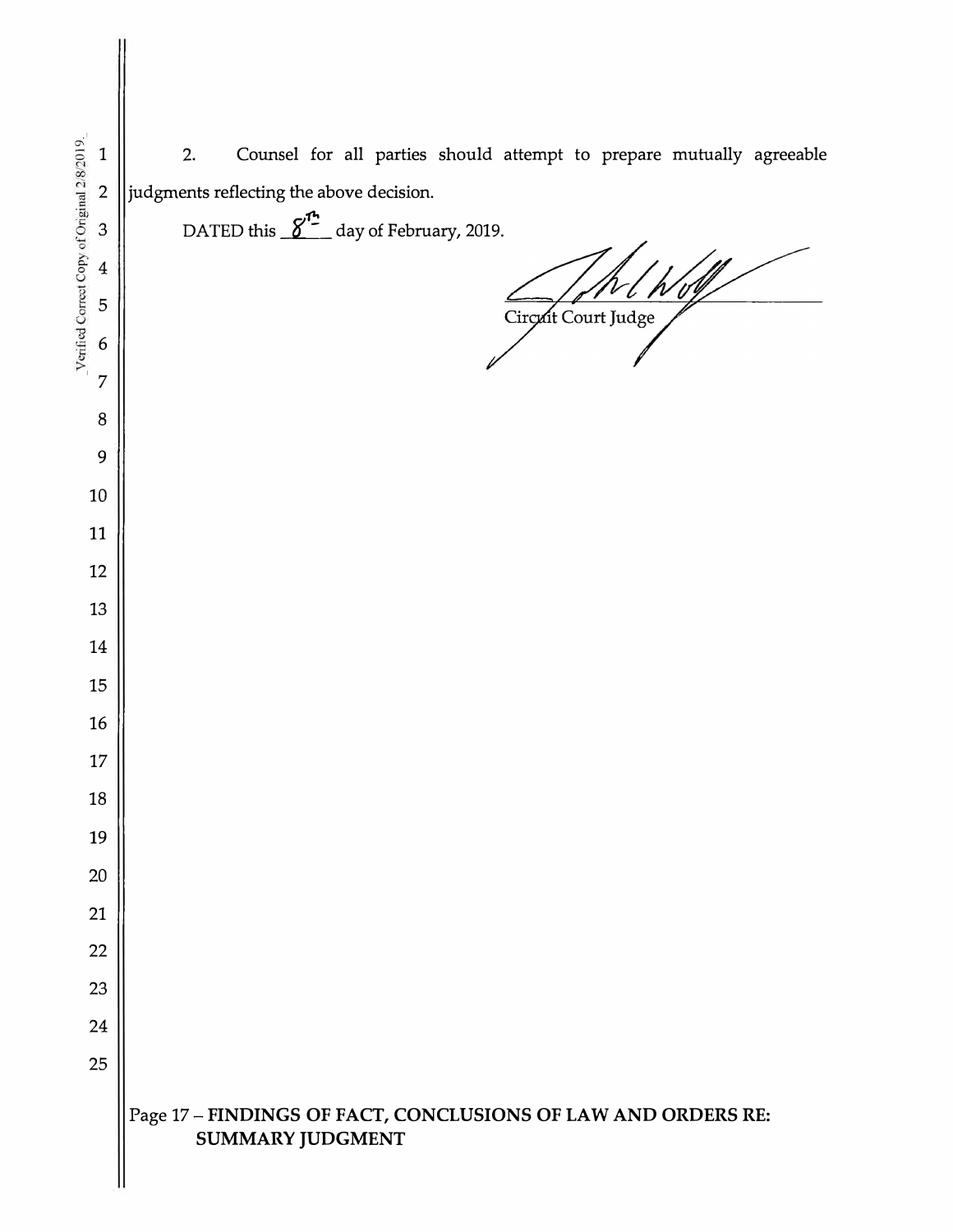2. Counsel for all parties should attempt to prepare mutually agreeable judgments reflecting the above decision.

DATED this 8th day of February, 2019.

Circuit Court Judge